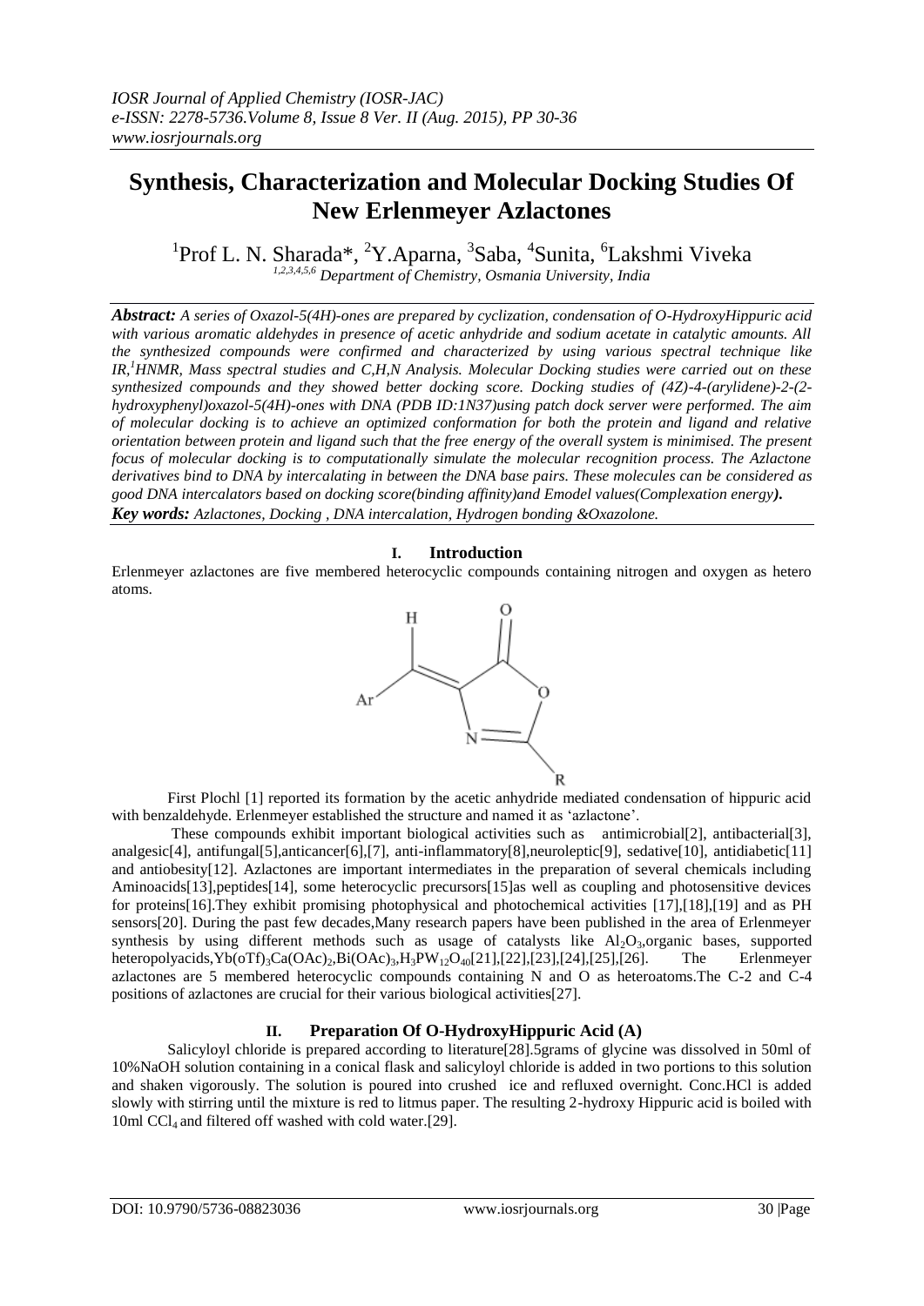# Synthesis, Characterization and Molecular Docking Studies Of New Erlenmeyer Azlactones

[1]Prof L. N. Sharada*, [2]Y.Aparna, [3]Saba, [4]Sunita, [6]Lakshmi Viveka

[1,2,3,4,5,6] *Department of Chemistry, Osmania University, India*

***Abstract:*** *A series of Oxazol-5(4H)-ones are prepared by cyclization, condensation of O-HydroxyHippuric acid with various aromatic aldehydes in presence of acetic anhydride and sodium acetate in catalytic amounts. All the synthesized compounds were confirmed and characterized by using various spectral technique like IR,[1]HNMR, Mass spectral studies and C,H,N Analysis. Molecular Docking studies were carried out on these synthesized compounds and they showed better docking score. Docking studies of (4Z)-4-(arylidene)-2-(2-hydroxyphenyl)oxazol-5(4H)-ones with DNA (PDB ID:1N37)using patch dock server were performed. The aim of molecular docking is to achieve an optimized conformation for both the protein and ligand and relative orientation between protein and ligand such that the free energy of the overall system is minimised. The present focus of molecular docking is to computationally simulate the molecular recognition process. The Azlactone derivatives bind to DNA by intercalating in between the DNA base pairs. These molecules can be considered as good DNA intercalators based on docking score(binding affinity)and Emodel values(Complexation energy)****.***

***Key words:*** *Azlactones, Docking , DNA intercalation, Hydrogen bonding &Oxazolone.*

## I. Introduction

Erlenmeyer azlactones are five membered heterocyclic compounds containing nitrogen and oxygen as hetero atoms.

First Plochl [1] reported its formation by the acetic anhydride mediated condensation of hippuric acid with benzaldehyde. Erlenmeyer established the structure and named it as 'azlactone'.

These compounds exhibit important biological activities such as antimicrobial[2], antibacterial[3], analgesic[4], antifungal[5],anticancer[6],[7], anti-inflammatory[8],neuroleptic[9], sedative[10], antidiabetic[11] and antiobesity[12]. Azlactones are important intermediates in the preparation of several chemicals including Aminoacids[13],peptides[14], some heterocyclic precursors[15]as well as coupling and photosensitive devices for proteins[16].They exhibit promising photophysical and photochemical activities [17],[18],[19] and as PH sensors[20]. During the past few decades,Many research papers have been published in the area of Erlenmeyer synthesis by using different methods such as usage of catalysts like $Al_2O_3$,organic bases, supported heteropolyacids,$Yb(oTf)_3Ca(OAc)_2$,$Bi(OAc)_3$,$H_3PW_{12}O_{40}$[21],[22],[23],[24],[25],[26]. The Erlenmeyer azlactones are 5 membered heterocyclic compounds containing N and O as heteroatoms.The C-2 and C-4 positions of azlactones are crucial for their various biological activities[27].

## II. Preparation Of O-HydroxyHippuric Acid (A)

Salicyloyl chloride is prepared according to literature[28].5grams of glycine was dissolved in 50ml of 10%NaOH solution containing in a conical flask and salicyloyl chloride is added in two portions to this solution and shaken vigorously. The solution is poured into crushed ice and refluxed overnight. Conc.HCl is added slowly with stirring until the mixture is red to litmus paper. The resulting 2-hydroxy Hippuric acid is boiled with 10ml $CCl_4$ and filtered off washed with cold water.[29].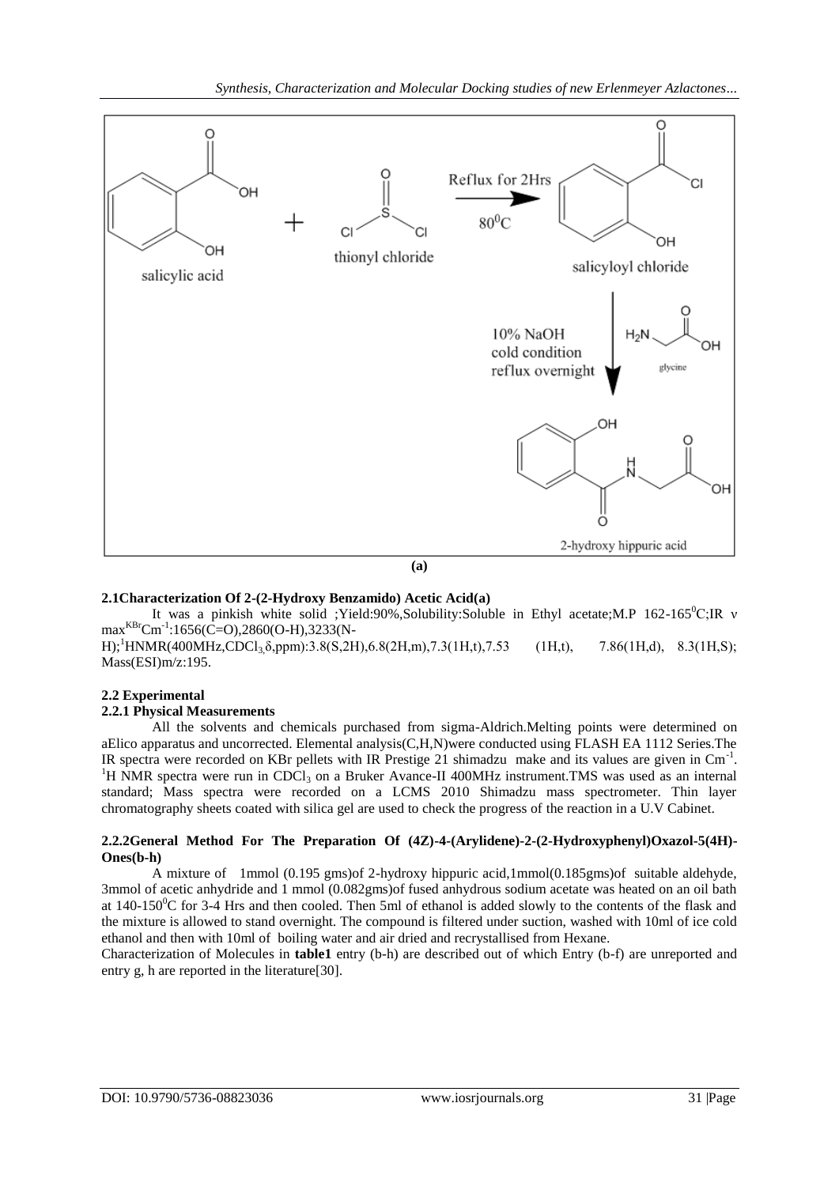**(a)**

### 2.1 Characterization Of 2-(2-Hydroxy Benzamido) Acetic Acid(a)

It was a pinkish white solid ;Yield:90%,Solubility:Soluble in Ethyl acetate;M.P 162-165$^0$C;IR ν max$^{KBr}$Cm$^{-1}$:1656(C=O),2860(O-H),3233(N-H);$^1$HNMR(400MHz,$CDCl_3$,δ,ppm):3.8(S,2H),6.8(2H,m),7.3(1H,t),7.53 (1H,t), 7.86(1H,d), 8.3(1H,S); Mass(ESI)m/z:195.

### 2.2 Experimental

#### 2.2.1 Physical Measurements

All the solvents and chemicals purchased from sigma-Aldrich.Melting points were determined on aElico apparatus and uncorrected. Elemental analysis(C,H,N)were conducted using FLASH EA 1112 Series.The IR spectra were recorded on KBr pellets with IR Prestige 21 shimadzu make and its values are given in Cm$^{-1}$. $^1$H NMR spectra were run in $CDCl_3$ on a Bruker Avance-II 400MHz instrument.TMS was used as an internal standard; Mass spectra were recorded on a LCMS 2010 Shimadzu mass spectrometer. Thin layer chromatography sheets coated with silica gel are used to check the progress of the reaction in a U.V Cabinet.

#### 2.2.2 General Method For The Preparation Of (4Z)-4-(Arylidene)-2-(2-Hydroxyphenyl)Oxazol-5(4H)-Ones(b-h)

A mixture of 1mmol (0.195 gms)of 2-hydroxy hippuric acid,1mmol(0.185gms)of suitable aldehyde, 3mmol of acetic anhydride and 1 mmol (0.082gms)of fused anhydrous sodium acetate was heated on an oil bath at 140-150$^0$C for 3-4 Hrs and then cooled. Then 5ml of ethanol is added slowly to the contents of the flask and the mixture is allowed to stand overnight. The compound is filtered under suction, washed with 10ml of ice cold ethanol and then with 10ml of boiling water and air dried and recrystallised from Hexane.

Characterization of Molecules in **table1** entry (b-h) are described out of which Entry (b-f) are unreported and entry g, h are reported in the literature[30].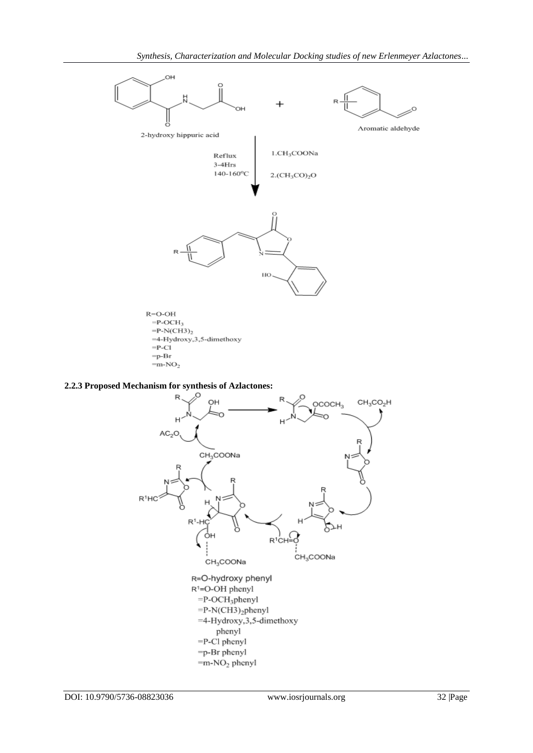2-hydroxy hippuric acid + Aromatic aldehyde

Reflux
3-4Hrs
140-160°C

1. $CH_3COONa$

2. $(CH_3CO)_2O$

R=O-OH
=P-$OCH_3$
=P-$N(CH3)_2$
=4-Hydroxy,3,5-dimethoxy
=P-Cl
=p-Br
=m-$NO_2$

### 2.2.3 Proposed Mechanism for synthesis of Azlactones:

R=O-hydroxy phenyl
$R^1$=O-OH phenyl
=P-$OCH_3$phenyl
=P-$N(CH3)_2$phenyl
=4-Hydroxy,3,5-dimethoxy phenyl
=P-Cl phenyl
=p-Br phenyl
=m-$NO_2$ phenyl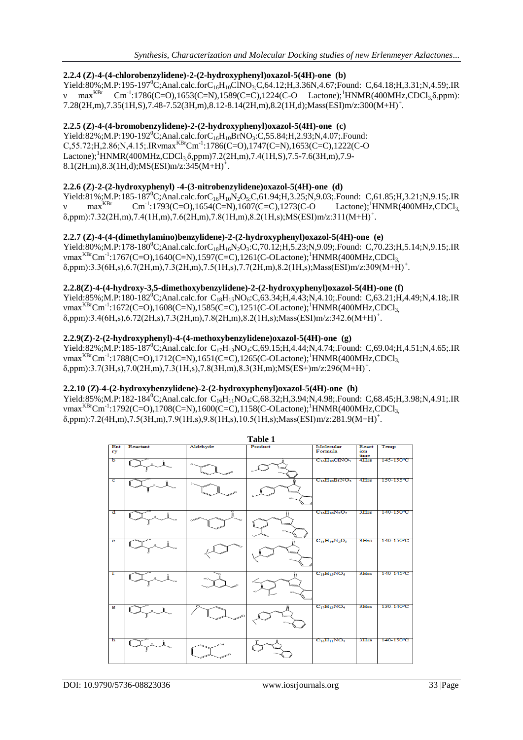### 2.2.4 (Z)-4-(4-chlorobenzylidene)-2-(2-hydroxyphenyl)oxazol-5(4H)-one (b)

Yield:80%;M.P:195-197$^0$C;Anal.calc.for$C_{16}H_{10}ClNO_3$,C,64.12;H,3.36N,4.67;Found: C,64.18;H,3.31;N,4.59;.IR ν max$^{KBr}$ Cm$^{-1}$:1786(C=O),1653(C=N),1589(C=C),1224(C-O Lactone);$^1$HNMR(400MHz,$CDCl_3$,δ,ppm): 7.28(2H,m),7.35(1H,S),7.48-7.52(3H,m),8.12-8.14(2H,m),8.2(1H,d);Mass(ESI)m/z:300(M+H)$^+$.

### 2.2.5 (Z)-4-(4-bromobenzylidene)-2-(2-hydroxyphenyl)oxazol-5(4H)-one (c)

Yield:82%;M.P:190-192$^0$C;Anal.calc.for$C_{16}H_{10}BrNO_3$:C,55.84;H,2.93;N,4.07;.Found: C,55.72;H,2.86;N,4.15;.IRvmax$^{KBr}$Cm$^{-1}$:1786(C=O),1747(C=N),1653(C=C),1222(C-O Lactone);$^1$HNMR(400MHz,$CDCl_3$,δ,ppm)7.2(2H,m),7.4(1H,S),7.5-7.6(3H,m),7.9-8.1(2H,m),8.3(1H,d);MS(ESI)m/z:345(M+H)$^+$.

### 2.2.6 (Z)-2-(2-hydroxyphenyl) -4-(3-nitrobenzylidene)oxazol-5(4H)-one (d)

Yield:81%;M.P:185-187$^0$C;Anal.calc.for$C_{16}H_{10}N_2O_5$.C,61.94;H,3.25;N,9.03;.Found: C,61.85;H,3.21;N,9.15;.IR ν max$^{KBr}$ Cm$^{-1}$:1793(C=O),1654(C=N),1607(C=C),1273(C-O Lactone);$^1$HNMR(400MHz,$CDCl_3$, δ,ppm):7.32(2H,m),7.4(1H,m),7.6(2H,m),7.8(1H,m),8.2(1H,s);MS(ESI)m/z:311(M+H)$^+$.

### 2.2.7 (Z)-4-(4-(dimethylamino)benzylidene)-2-(2-hydroxyphenyl)oxazol-5(4H)-one (e)

Yield:80%;M.P:178-180$^0$C;Anal.calc.for$C_{18}H_{16}N_2O_3$:C,70.12;H,5.23;N,9.09;.Found: C,70.23;H,5.14;N,9.15;.IR vmax$^{KBr}$Cm$^{-1}$:1767(C=O),1640(C=N),1597(C=C),1261(C-OLactone);$^1$HNMR(400MHz,$CDCl_3$, δ,ppm):3.3(6H,s),6.7(2H,m),7.3(2H,m),7.5(1H,s),7.7(2H,m),8.2(1H,s);Mass(ESI)m/z:309(M+H)$^+$.

### 2.2.8(Z)-4-(4-hydroxy-3,5-dimethoxybenzylidene)-2-(2-hydroxyphenyl)oxazol-5(4H)-one (f)

Yield:85%;M.P:180-182$^0$C;Anal.calc.for $C_{18}H_{15}NO_6$:C,63.34;H,4.43;N,4.10;.Found: C,63.21;H,4.49;N,4.18;.IR vmax$^{KBr}$Cm$^{-1}$:1672(C=O),1608(C=N),1585(C=C),1251(C-OLactone);$^1$HNMR(400MHz,$CDCl_3$, δ,ppm):3.4(6H,s),6.72(2H,s),7.3(2H,m),7.8(2H,m),8.2(1H,s);Mass(ESI)m/z:342.6(M+H)$^+$.

### 2.2.9(Z)-2-(2-hydroxyphenyl)-4-(4-methoxybenzylidene)oxazol-5(4H)-one (g)

Yield:82%;M.P:185-187$^0$C;Anal.calc.for $C_{17}H_{13}NO_4$:C,69.15;H,4.44;N,4.74;.Found: C,69.04;H,4.51;N,4.65;.IR vmax$^{KBr}$Cm$^{-1}$:1788(C=O),1712(C=N),1651(C=C),1265(C-OLactone);$^1$HNMR(400MHz,$CDCl_3$, δ,ppm):3.7(3H,s),7.0(2H,m),7.3(1H,s),7.8(3H,m),8.3(3H,m);MS(ES+)m/z:296(M+H)$^+$.

### 2.2.10 (Z)-4-(2-hydroxybenzylidene)-2-(2-hydroxyphenyl)oxazol-5(4H)-one (h)

Yield:85%;M.P:182-184$^0$C;Anal.calc.for $C_{16}H_{11}NO_4$:C,68.32;H,3.94;N,4.98;.Found: C,68.45;H,3.98;N,4.91;.IR vmax$^{KBr}$Cm$^{-1}$:1792(C=O),1708(C=N),1600(C=C),1158(C-OLactone);$^1$HNMR(400MHz,$CDCl_3$, δ,ppm):7.2(4H,m),7.5(3H,m),7.9(1H,s),9.8(1H,s),10.5(1H,s);Mass(ESI)m/z:281.9(M+H)$^+$.

**Table 1**

| Entry | Reactant | Aldehyde | Product | Molecular Formula | Reaction time | Temp |
|---|---|---|---|---|---|---|
| b | | | | $C_{16}H_{10}ClNO_3$ | 4Hrs | 145-150°C |
| c | | | | $C_{16}H_{10}BrNO_3$ | 4Hrs | 150-155°C |
| d | | | | $C_{16}H_{10}N_2O_5$ | 3Hrs | 140-150°C |
| e | | | | $C_{18}H_{16}N_2O_3$ | 3Hrs | 140-150°C |
| f | | | | $C_{18}H_{15}NO_6$ | 3Hrs | 140-145°C |
| g | | | | $C_{17}H_{13}NO_4$ | 3Hrs | 130-140°C |
| h | | | | $C_{16}H_{11}NO_4$ | 3Hrs | 140-150°C |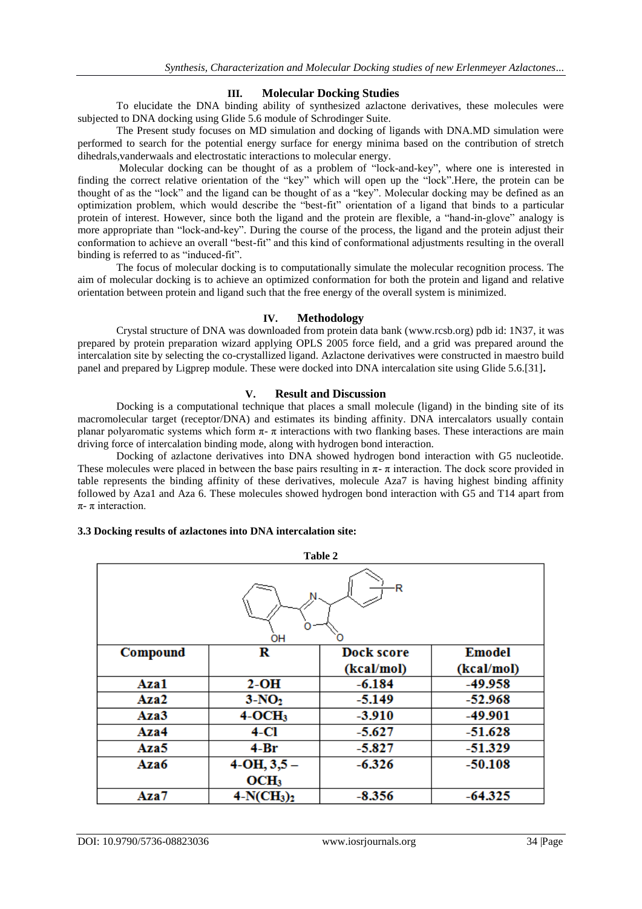## III. Molecular Docking Studies

To elucidate the DNA binding ability of synthesized azlactone derivatives, these molecules were subjected to DNA docking using Glide 5.6 module of Schrodinger Suite.

The Present study focuses on MD simulation and docking of ligands with DNA.MD simulation were performed to search for the potential energy surface for energy minima based on the contribution of stretch dihedrals,vanderwaals and electrostatic interactions to molecular energy.

Molecular docking can be thought of as a problem of "lock-and-key", where one is interested in finding the correct relative orientation of the "key" which will open up the "lock".Here, the protein can be thought of as the "lock" and the ligand can be thought of as a "key". Molecular docking may be defined as an optimization problem, which would describe the "best-fit" orientation of a ligand that binds to a particular protein of interest. However, since both the ligand and the protein are flexible, a "hand-in-glove" analogy is more appropriate than "lock-and-key". During the course of the process, the ligand and the protein adjust their conformation to achieve an overall "best-fit" and this kind of conformational adjustments resulting in the overall binding is referred to as "induced-fit".

The focus of molecular docking is to computationally simulate the molecular recognition process. The aim of molecular docking is to achieve an optimized conformation for both the protein and ligand and relative orientation between protein and ligand such that the free energy of the overall system is minimized.

## IV. Methodology

Crystal structure of DNA was downloaded from protein data bank (www.rcsb.org) pdb id: 1N37, it was prepared by protein preparation wizard applying OPLS 2005 force field, and a grid was prepared around the intercalation site by selecting the co-crystallized ligand. Azlactone derivatives were constructed in maestro build panel and prepared by Ligprep module. These were docked into DNA intercalation site using Glide 5.6.[31].

## V. Result and Discussion

Docking is a computational technique that places a small molecule (ligand) in the binding site of its macromolecular target (receptor/DNA) and estimates its binding affinity. DNA intercalators usually contain planar polyaromatic systems which form $\pi$- $\pi$ interactions with two flanking bases. These interactions are main driving force of intercalation binding mode, along with hydrogen bond interaction.

Docking of azlactone derivatives into DNA showed hydrogen bond interaction with G5 nucleotide. These molecules were placed in between the base pairs resulting in $\pi$- $\pi$ interaction. The dock score provided in table represents the binding affinity of these derivatives, molecule Aza7 is having highest binding affinity followed by Aza1 and Aza 6. These molecules showed hydrogen bond interaction with G5 and T14 apart from $\pi$- $\pi$ interaction.

### 3.3 Docking results of azlactones into DNA intercalation site:

**Table 2**

| Compound | R | Dock score (kcal/mol) | Emodel (kcal/mol) |
|---|---|---|---|
| Aza1 | 2-OH | -6.184 | -49.958 |
| Aza2 | 3-$NO_2$ | -5.149 | -52.968 |
| Aza3 | 4-$OCH_3$ | -3.910 | -49.901 |
| Aza4 | 4-Cl | -5.627 | -51.628 |
| Aza5 | 4-Br | -5.827 | -51.329 |
| Aza6 | 4-OH, 3,5 – $OCH_3$ | -6.326 | -50.108 |
| Aza7 | 4-$N(CH_3)_2$ | -8.356 | -64.325 |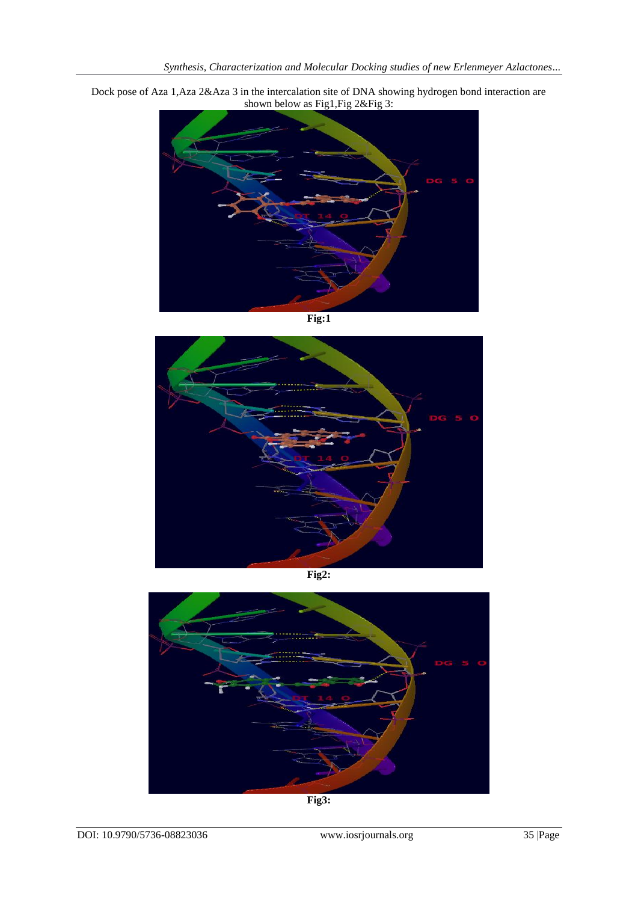Dock pose of Aza 1,Aza 2&Aza 3 in the intercalation site of DNA showing hydrogen bond interaction are shown below as Fig1,Fig 2&Fig 3:

**Fig:1**

**Fig2:**

**Fig3:**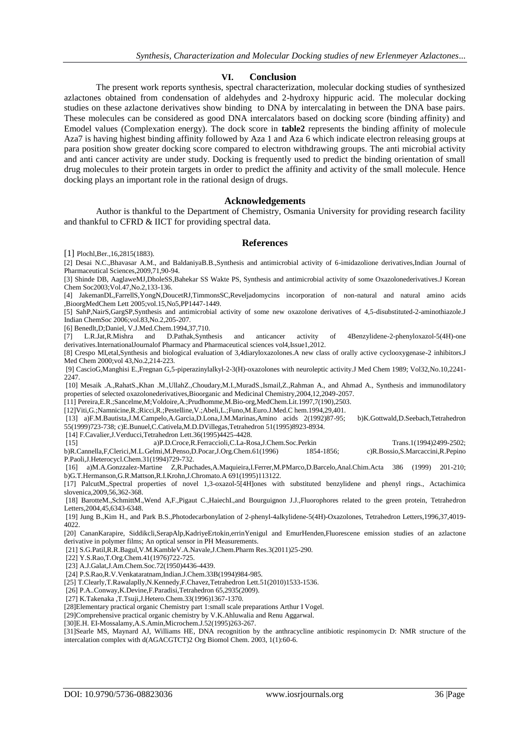## VI. Conclusion

The present work reports synthesis, spectral characterization, molecular docking studies of synthesized azlactones obtained from condensation of aldehydes and 2-hydroxy hippuric acid. The molecular docking studies on these azlactone derivatives show binding to DNA by intercalating in between the DNA base pairs. These molecules can be considered as good DNA intercalators based on docking score (binding affinity) and Emodel values (Complexation energy). The dock score in **table2** represents the binding affinity of molecule Aza7 is having highest binding affinity followed by Aza 1 and Aza 6 which indicate electron releasing groups at para position show greater docking score compared to electron withdrawing groups. The anti microbial activity and anti cancer activity are under study. Docking is frequently used to predict the binding orientation of small drug molecules to their protein targets in order to predict the affinity and activity of the small molecule. Hence docking plays an important role in the rational design of drugs.

## Acknowledgements

Author is thankful to the Department of Chemistry, Osmania University for providing research facility and thankful to CFRD & IICT for providing spectral data.

## References

[1] Plochl,Ber.,16,2815(1883).

[2] Desai N.C.,Bhavasar A.M., and BaldaniyaB.B.,Synthesis and antimicrobial activity of 6-imidazolione derivatives,Indian Journal of Pharmaceutical Sciences,2009,71,90-94.

[3] Shinde DB, AaglaweMJ,DholeSS,Bahekar SS Wakte PS, Synthesis and antimicrobial activity of some Oxazolonederivatives.J Korean Chem Soc2003;Vol.47,No.2,133-136.

[4] JakemanDL,FarrellS,YongN,DoucetRJ,TimmonsSC,Reveljadomycins incorporation of non-natural and natural amino acids ,BioorgMedChem Lett 2005;vol.15,No5,PP1447-1449.

[5] SahP,NairS,GargSP,Synthesis and antimicrobial activity of some new oxazolone derivatives of 4,5-disubstituted-2-aminothiazole.J Indian ChemSoc 2006;vol.83,No.2,205-207.

[6] Benedlt,D;Daniel, V.J.Med.Chem.1994,37,710.

[7] L.R.Jat,R.Mishra and D.Pathak,Synthesis and anticancer activity of 4Benzylidene-2-phenyloxazol-5(4H)-one derivatives.InternationalJournalof Pharmacy and Pharmaceutical sciences vol4,Issue1,2012.

[8] Crespo MI,etal,Synthesis and biological evaluation of 3,4diaryloxazolones.A new class of orally active cyclooxygenase-2 inhibitors.J Med Chem 2000;vol 43,No.2,214-223.

[9] CascioG,Manghisi E.,Fregnan G,5-piperazinylalkyl-2-3(H)-oxazolones with neuroleptic activity.J Med Chem 1989; Vol32,No.10,2241-2247.

[10] Mesaik .A.,RahatS.,Khan .M.,UllahZ.,Choudary,M.I.,MuradS.,Ismail,Z.,Rahman A., and Ahmad A., Synthesis and immunodilatory properties of selected oxazolonederivatives,Bioorganic and Medicinal Chemistry,2004,12,2049-2057.

[11] Pereira,E.R.;Sancelme,M;Voldoire,A.;Prudhomme,M.Bio-org,MedChem.Lit.1997,7(190),2503.

[12]Viti,G.;Namnicine,R.;Ricci,R.;Pestelline,V.;Abeli,L.;Funo,M.Euro.J.Med.C hem.1994,29,401.

[13] a)F.M.Bautista,J.M.Campelo,A.Garcia,D.Lona,J.M.Marinas,Amino acids 2(1992)87-95; b)K.Gottwald,D.Seebach,Tetrahedron 55(1999)723-738; c)E.Bunuel,C.Cativela,M.D.DVillegas,Tetrahedron 51(1995)8923-8934.

[14] F.Cavalier,J.Verducci,Tetrahedron Lett.36(1995)4425-4428.

[15] a)P.D.Croce,R.Ferraccioli,C.La-Rosa,J.Chem.Soc.Perkin Trans.1(1994)2499-2502; b)R.Cannella,F,Clerici,M.L.Gelmi,M.Penso,D.Pocar,J.Org.Chem.61(1996) 1854-1856; c)R.Bossio,S.Marcaccini,R.Pepino P.Paoli,J.Heterocycl.Chem.31(1994)729-732.

[16] a)M.A.Gonzzalez-Martine Z,R.Puchades,A.Maquieira,I.Ferrer,M.PMarco,D.Barcelo,Anal.Chim.Acta 386 (1999) 201-210; b)G.T.Hermanson,G.R.Mattson,R.I.Krohn,J.Chromato.A 691(1995)113122.

[17] PalcutM.,Spectral properties of novel 1,3-oxazol-5[4H]ones with substituted benzylidene and phenyl rings., Actachimica slovenica,2009,56,362-368.

[18] BarotteM.,SchmittM.,Wend A,F.,Pigaut C.,HaiechI.,and Bourguignon J.J.,Fluorophores related to the green protein, Tetrahedron Letters,2004,45,6343-6348.

[19] Jung B.,Kim H., and Park B.S.,Photodecarbonylation of 2-phenyl-4alkylidene-5(4H)-Oxazolones, Tetrahedron Letters,1996,37,4019-4022.

[20] CananKarapire, Siddikcli,SerapAlp,KadriyeErtokin,errinYenigul and EmurHenden,Fluorescene emission studies of an azlactone derivative in polymer films; An optical sensor in PH Measurements.

[21] S.G.Patil,R.R.Bagul,V.M.KambleV.A.Navale,J.Chem.Pharm Res.3(2011)25-290.

[22] Y.S.Rao,T.Org.Chem.41(1976)722-725.

[23] A.J.Galat,J.Am.Chem.Soc.72(1950)4436-4439.

[24] P.S.Rao,R.V.Venkataratnam,Indian.J.Chem.33B(1994)984-985.

[25] T.Clearly,T.Rawalaplly,N.Kennedy,F.Chavez,Tetrahedron Lett.51(2010)1533-1536.

[26] P.A..Conway,K.Devine,F.Paradisi,Tetrahedron 65,2935(2009).

[27] K.Takenaka ,T.Tsuji,J.Hetero.Chem.33(1996)1367-1370.

[28]Elementary practical organic Chemistry part 1:small scale preparations Arthur I Vogel.

[29]Comprehensive practical organic chemistry by V.K.Ahluwalia and Renu Aggarwal.

[30]E.H. EI-Mossalamy,A.S.Amin,Microchem.J.52(1995)263-267.

[31]Searle MS, Maynard AJ, Williams HE, DNA recognition by the anthracycline antibiotic respinomycin D: NMR structure of the intercalation complex with d(AGACGCTCT)2 Org Biomol Chem. 2003, 1(1):60-6.